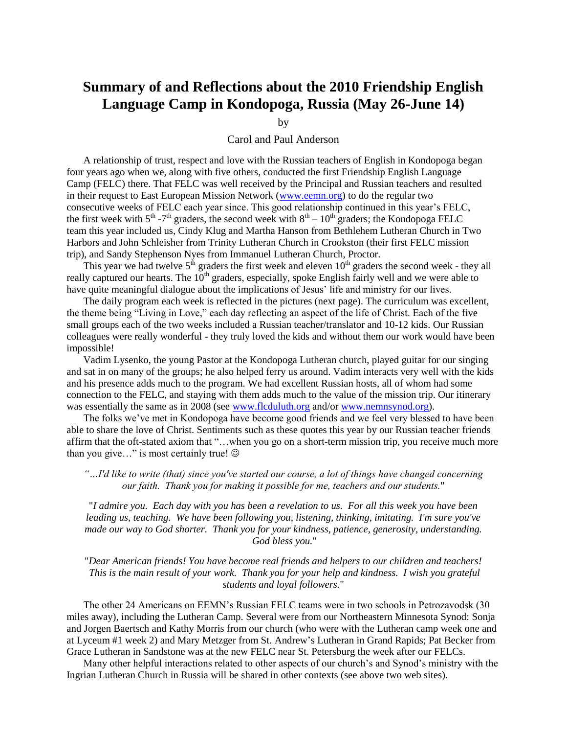# Summary of and Reflections about the 2010 Friendship English Language Camp in Kondopoga, Russia (May 26-June 14)

by

Carol and Paul Anderson

A relationship of trust, respect and love with the Russian teachers of English in Kondopoga began four years ago when we, along with five others, conducted the first Friendship English Language Camp (FELC) there. That FELC was well received by the Principal and Russian teachers and resulted in their request to East European Mission Network (www.eemn.org) to do the regular two consecutive weeks of FELC each year since. This good relationship continued in this year's FELC, the first week with 5th -7th graders, the second week with 8th – 10th graders; the Kondopoga FELC team this year included us, Cindy Klug and Martha Hanson from Bethlehem Lutheran Church in Two Harbors and John Schleisher from Trinity Lutheran Church in Crookston (their first FELC mission trip), and Sandy Stephenson Nyes from Immanuel Lutheran Church, Proctor.

This year we had twelve 5th graders the first week and eleven 10th graders the second week - they all really captured our hearts. The 10th graders, especially, spoke English fairly well and we were able to have quite meaningful dialogue about the implications of Jesus' life and ministry for our lives.

The daily program each week is reflected in the pictures (next page). The curriculum was excellent, the theme being "Living in Love," each day reflecting an aspect of the life of Christ. Each of the five small groups each of the two weeks included a Russian teacher/translator and 10-12 kids. Our Russian colleagues were really wonderful - they truly loved the kids and without them our work would have been impossible!

Vadim Lysenko, the young Pastor at the Kondopoga Lutheran church, played guitar for our singing and sat in on many of the groups; he also helped ferry us around. Vadim interacts very well with the kids and his presence adds much to the program. We had excellent Russian hosts, all of whom had some connection to the FELC, and staying with them adds much to the value of the mission trip. Our itinerary was essentially the same as in 2008 (see www.flcduluth.org and/or www.nemnsynod.org).

The folks we've met in Kondopoga have become good friends and we feel very blessed to have been able to share the love of Christ. Sentiments such as these quotes this year by our Russian teacher friends affirm that the oft-stated axiom that "…when you go on a short-term mission trip, you receive much more than you give…" is most certainly true! ☺

*"…I'd like to write (that) since you've started our course, a lot of things have changed concerning our faith. Thank you for making it possible for me, teachers and our students."*

*"I admire you. Each day with you has been a revelation to us. For all this week you have been leading us, teaching. We have been following you, listening, thinking, imitating. I'm sure you've made our way to God shorter. Thank you for your kindness, patience, generosity, understanding. God bless you."*

*"Dear American friends! You have become real friends and helpers to our children and teachers! This is the main result of your work. Thank you for your help and kindness. I wish you grateful students and loyal followers."*

The other 24 Americans on EEMN's Russian FELC teams were in two schools in Petrozavodsk (30 miles away), including the Lutheran Camp. Several were from our Northeastern Minnesota Synod: Sonja and Jorgen Baertsch and Kathy Morris from our church (who were with the Lutheran camp week one and at Lyceum #1 week 2) and Mary Metzger from St. Andrew's Lutheran in Grand Rapids; Pat Becker from Grace Lutheran in Sandstone was at the new FELC near St. Petersburg the week after our FELCs.

Many other helpful interactions related to other aspects of our church's and Synod's ministry with the Ingrian Lutheran Church in Russia will be shared in other contexts (see above two web sites).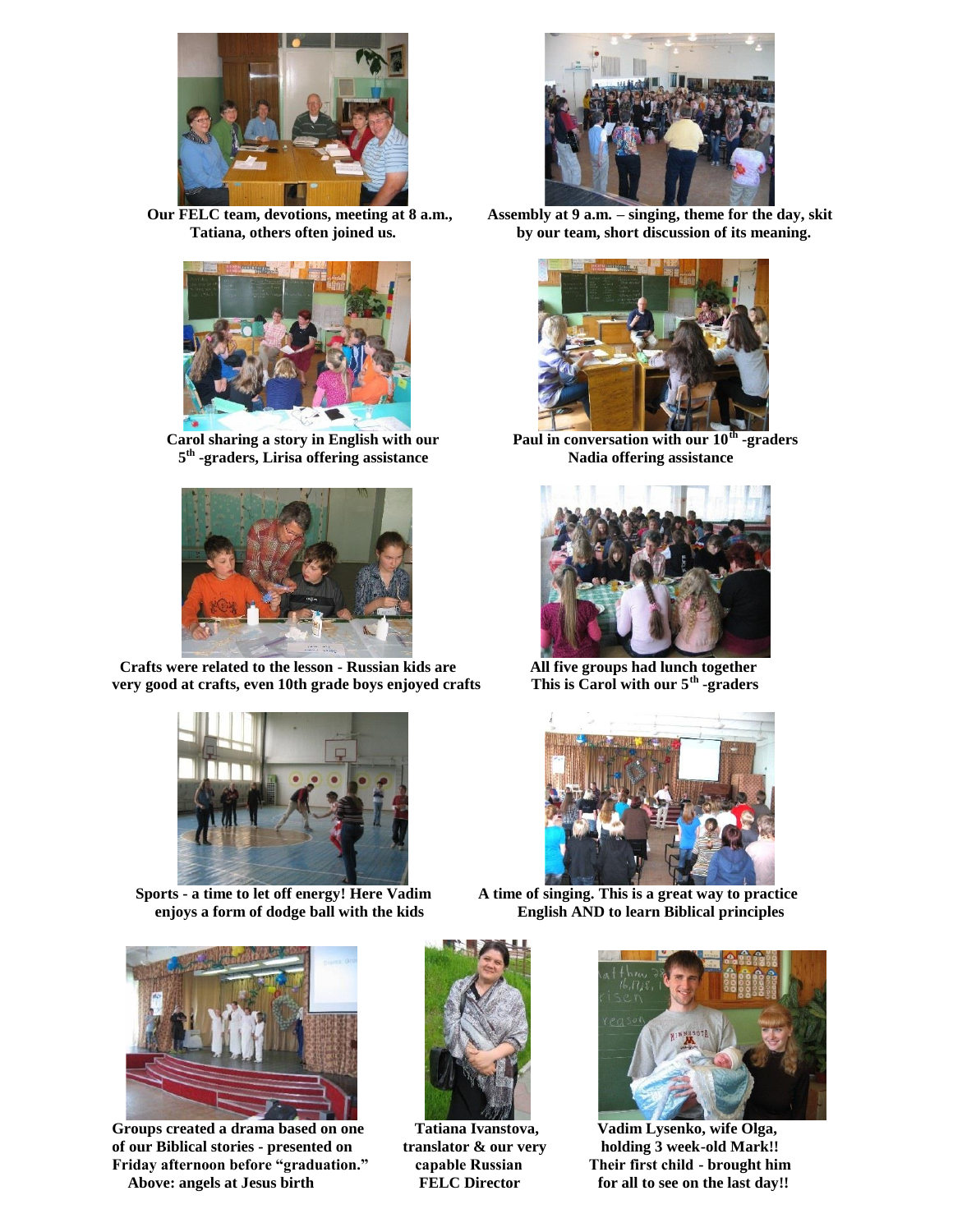**Our FELC team, devotions, meeting at 8 a.m., Tatiana, others often joined us.**

**Assembly at 9 a.m. – singing, theme for the day, skit by our team, short discussion of its meaning.**

**Carol sharing a story in English with our 5th -graders, Lirisa offering assistance**

**Paul in conversation with our 10th -graders Nadia offering assistance**

**Crafts were related to the lesson - Russian kids are very good at crafts, even 10th grade boys enjoyed crafts**

**All five groups had lunch together This is Carol with our 5th -graders**

**Sports - a time to let off energy! Here Vadim enjoys a form of dodge ball with the kids**

**A time of singing. This is a great way to practice English AND to learn Biblical principles**

**Groups created a drama based on one of our Biblical stories - presented on Friday afternoon before "graduation." Above: angels at Jesus birth**

**Tatiana Ivanstova, translator & our very capable Russian FELC Director**

**Vadim Lysenko, wife Olga, holding 3 week-old Mark!! Their first child - brought him for all to see on the last day!!**